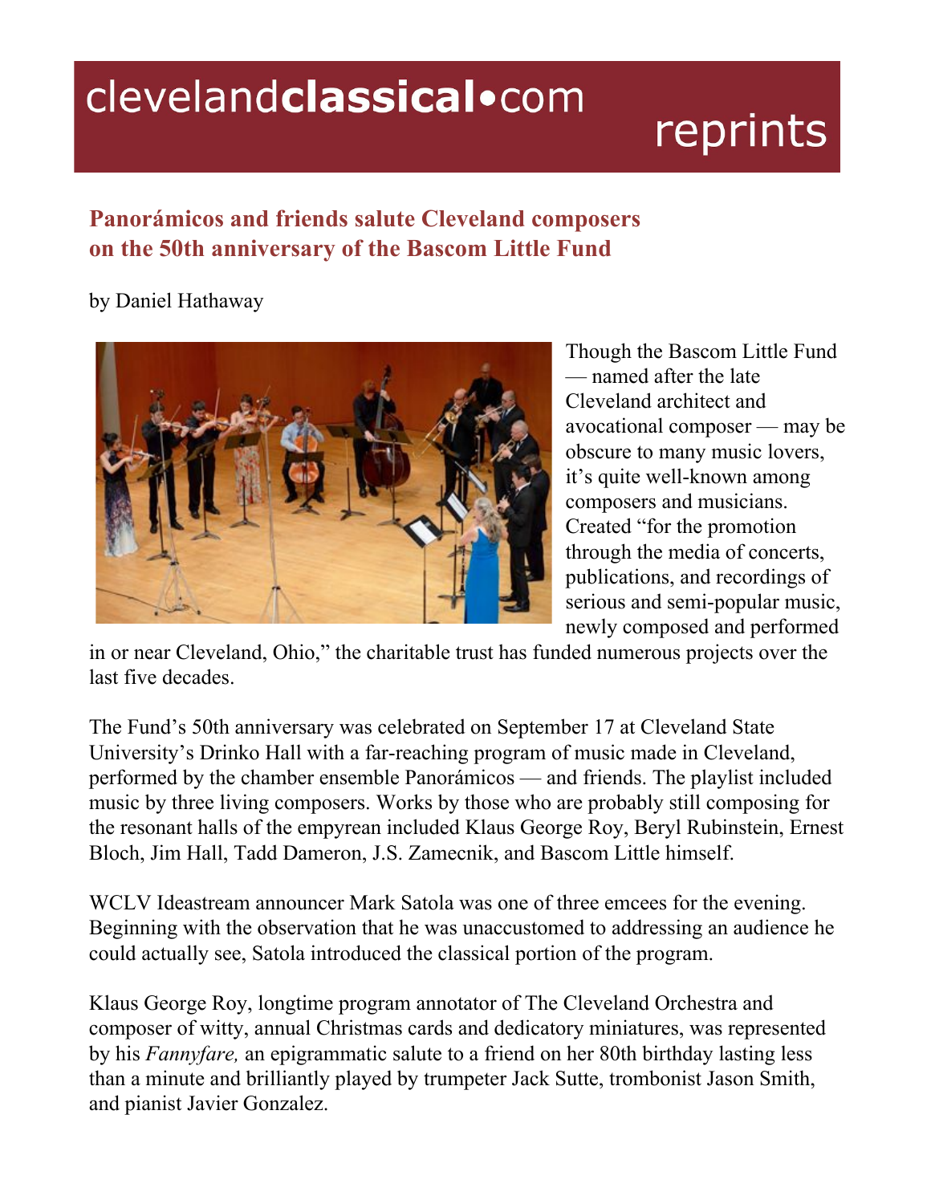# Panorámicos and friends salute Cleveland composers on the 50th anniversary of the Bascom Little Fund

by Daniel Hathaway

Though the Bascom Little Fund — named after the late Cleveland architect and avocational composer — may be obscure to many music lovers, it's quite well-known among composers and musicians. Created "for the promotion through the media of concerts, publications, and recordings of serious and semi-popular music, newly composed and performed in or near Cleveland, Ohio," the charitable trust has funded numerous projects over the last five decades.

The Fund's 50th anniversary was celebrated on September 17 at Cleveland State University's Drinko Hall with a far-reaching program of music made in Cleveland, performed by the chamber ensemble Panorámicos — and friends. The playlist included music by three living composers. Works by those who are probably still composing for the resonant halls of the empyrean included Klaus George Roy, Beryl Rubinstein, Ernest Bloch, Jim Hall, Tadd Dameron, J.S. Zamecnik, and Bascom Little himself.

WCLV Ideastream announcer Mark Satola was one of three emcees for the evening. Beginning with the observation that he was unaccustomed to addressing an audience he could actually see, Satola introduced the classical portion of the program.

Klaus George Roy, longtime program annotator of The Cleveland Orchestra and composer of witty, annual Christmas cards and dedicatory miniatures, was represented by his *Fannyfare,* an epigrammatic salute to a friend on her 80th birthday lasting less than a minute and brilliantly played by trumpeter Jack Sutte, trombonist Jason Smith, and pianist Javier Gonzalez.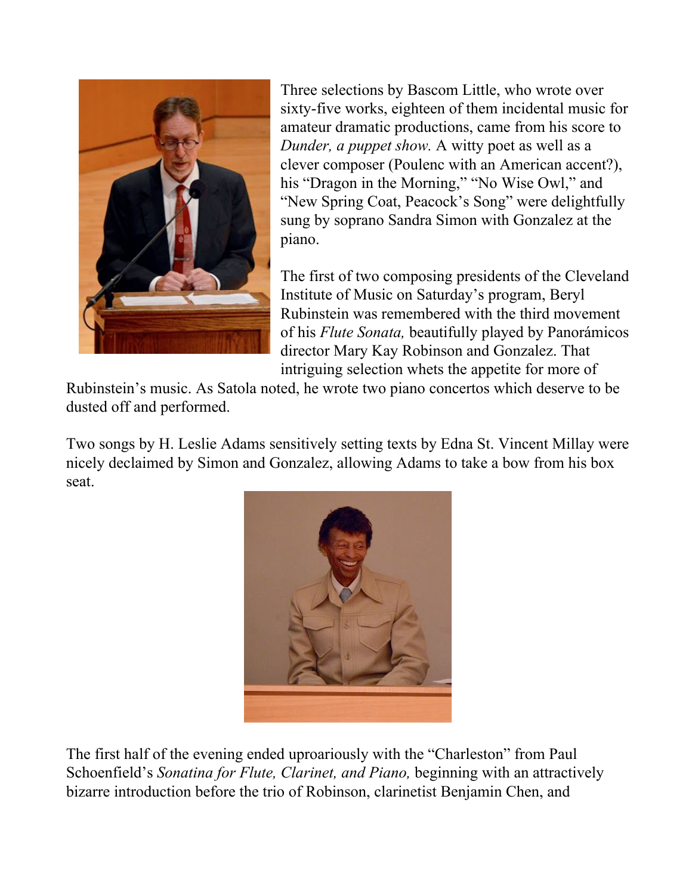Three selections by Bascom Little, who wrote over sixty-five works, eighteen of them incidental music for amateur dramatic productions, came from his score to *Dunder, a puppet show.* A witty poet as well as a clever composer (Poulenc with an American accent?), his "Dragon in the Morning," "No Wise Owl," and "New Spring Coat, Peacock's Song" were delightfully sung by soprano Sandra Simon with Gonzalez at the piano.

The first of two composing presidents of the Cleveland Institute of Music on Saturday's program, Beryl Rubinstein was remembered with the third movement of his *Flute Sonata,* beautifully played by Panorámicos director Mary Kay Robinson and Gonzalez. That intriguing selection whets the appetite for more of Rubinstein's music. As Satola noted, he wrote two piano concertos which deserve to be dusted off and performed.

Two songs by H. Leslie Adams sensitively setting texts by Edna St. Vincent Millay were nicely declaimed by Simon and Gonzalez, allowing Adams to take a bow from his box seat.

The first half of the evening ended uproariously with the "Charleston" from Paul Schoenfield's *Sonatina for Flute, Clarinet, and Piano,* beginning with an attractively bizarre introduction before the trio of Robinson, clarinetist Benjamin Chen, and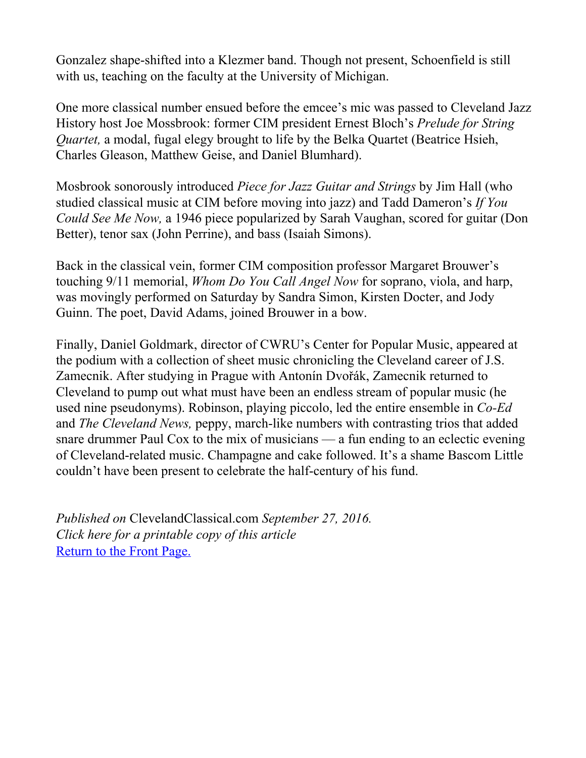Gonzalez shape-shifted into a Klezmer band. Though not present, Schoenfield is still with us, teaching on the faculty at the University of Michigan.

One more classical number ensued before the emcee's mic was passed to Cleveland Jazz History host Joe Mossbrook: former CIM president Ernest Bloch's *Prelude for String Quartet,* a modal, fugal elegy brought to life by the Belka Quartet (Beatrice Hsieh, Charles Gleason, Matthew Geise, and Daniel Blumhard).

Mosbrook sonorously introduced *Piece for Jazz Guitar and Strings* by Jim Hall (who studied classical music at CIM before moving into jazz) and Tadd Dameron's *If You Could See Me Now,* a 1946 piece popularized by Sarah Vaughan, scored for guitar (Don Better), tenor sax (John Perrine), and bass (Isaiah Simons).

Back in the classical vein, former CIM composition professor Margaret Brouwer's touching 9/11 memorial, *Whom Do You Call Angel Now* for soprano, viola, and harp, was movingly performed on Saturday by Sandra Simon, Kirsten Docter, and Jody Guinn. The poet, David Adams, joined Brouwer in a bow.

Finally, Daniel Goldmark, director of CWRU's Center for Popular Music, appeared at the podium with a collection of sheet music chronicling the Cleveland career of J.S. Zamecnik. After studying in Prague with Antonín Dvořák, Zamecnik returned to Cleveland to pump out what must have been an endless stream of popular music (he used nine pseudonyms). Robinson, playing piccolo, led the entire ensemble in *Co-Ed* and *The Cleveland News,* peppy, march-like numbers with contrasting trios that added snare drummer Paul Cox to the mix of musicians — a fun ending to an eclectic evening of Cleveland-related music. Champagne and cake followed. It's a shame Bascom Little couldn't have been present to celebrate the half-century of his fund.

*Published on* ClevelandClassical.com *September 27, 2016.*
*Click here for a printable copy of this article*
Return to the Front Page.